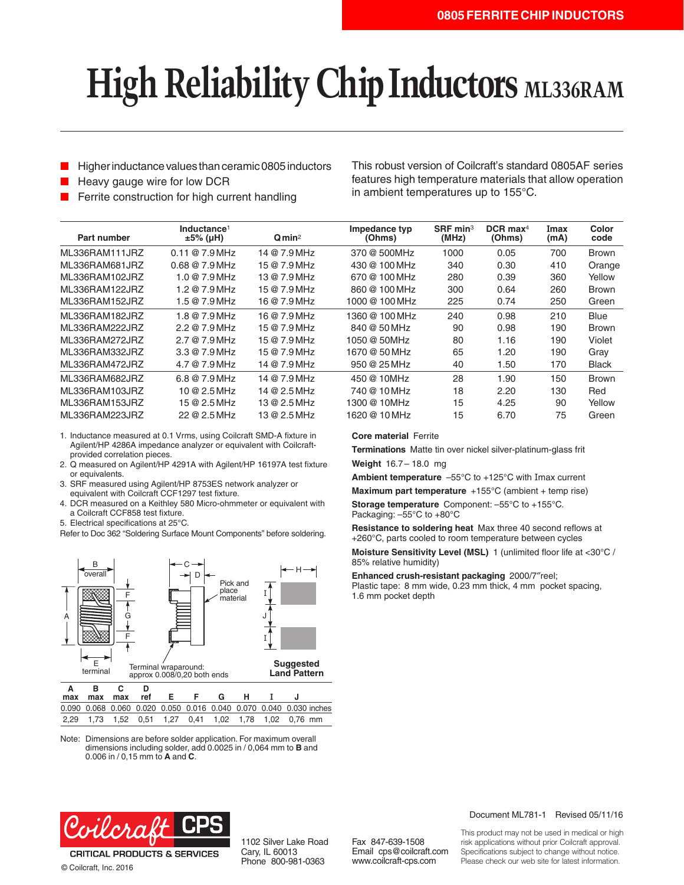# High Reliability Chip Inductors ML336RAM

- Higher inductance values than ceramic 0805 inductors
- Heavy gauge wire for low DCR
- Ferrite construction for high current handling

This robust version of Coilcraft's standard 0805AF series features high temperature materials that allow operation in ambient temperatures up to 155°C.

| Part number | Inductance[1] ±5% (µH) | Q min[2] | Impedance typ (Ohms) | SRF min[3] (MHz) | DCR max[4] (Ohms) | Imax (mA) | Color code |
|---|---|---|---|---|---|---|---|
| ML336RAM111JRZ | 0.11 @ 7.9 MHz | 14 @ 7.9 MHz | 370 @ 500MHz | 1000 | 0.05 | 700 | Brown |
| ML336RAM681JRZ | 0.68 @ 7.9 MHz | 15 @ 7.9 MHz | 430 @ 100 MHz | 340 | 0.30 | 410 | Orange |
| ML336RAM102JRZ | 1.0 @ 7.9 MHz | 13 @ 7.9 MHz | 670 @ 100 MHz | 280 | 0.39 | 360 | Yellow |
| ML336RAM122JRZ | 1.2 @ 7.9 MHz | 15 @ 7.9 MHz | 860 @ 100 MHz | 300 | 0.64 | 260 | Brown |
| ML336RAM152JRZ | 1.5 @ 7.9 MHz | 16 @ 7.9 MHz | 1000 @ 100 MHz | 225 | 0.74 | 250 | Green |
| ML336RAM182JRZ | 1.8 @ 7.9 MHz | 16 @ 7.9 MHz | 1360 @ 100 MHz | 240 | 0.98 | 210 | Blue |
| ML336RAM222JRZ | 2.2 @ 7.9 MHz | 15 @ 7.9 MHz | 840 @ 50 MHz | 90 | 0.98 | 190 | Brown |
| ML336RAM272JRZ | 2.7 @ 7.9 MHz | 15 @ 7.9 MHz | 1050 @ 50MHz | 80 | 1.16 | 190 | Violet |
| ML336RAM332JRZ | 3.3 @ 7.9 MHz | 15 @ 7.9 MHz | 1670 @ 50 MHz | 65 | 1.20 | 190 | Gray |
| ML336RAM472JRZ | 4.7 @ 7.9 MHz | 14 @ 7.9 MHz | 950 @ 25 MHz | 40 | 1.50 | 170 | Black |
| ML336RAM682JRZ | 6.8 @ 7.9 MHz | 14 @ 7.9 MHz | 450 @ 10MHz | 28 | 1.90 | 150 | Brown |
| ML336RAM103JRZ | 10 @ 2.5 MHz | 14 @ 2.5 MHz | 740 @ 10 MHz | 18 | 2.20 | 130 | Red |
| ML336RAM153JRZ | 15 @ 2.5 MHz | 13 @ 2.5 MHz | 1300 @ 10MHz | 15 | 4.25 | 90 | Yellow |
| ML336RAM223JRZ | 22 @ 2.5 MHz | 13 @ 2.5 MHz | 1620 @ 10 MHz | 15 | 6.70 | 75 | Green |

1. Inductance measured at 0.1 Vrms, using Coilcraft SMD-A fixture in Agilent/HP 4286A impedance analyzer or equivalent with Coilcraft-provided correlation pieces.
2. Q measured on Agilent/HP 4291A with Agilent/HP 16197A test fixture or equivalents.
3. SRF measured using Agilent/HP 8753ES network analyzer or equivalent with Coilcraft CCF1297 test fixture.
4. DCR measured on a Keithley 580 Micro-ohmmeter or equivalent with a Coilcraft CCF858 test fixture.
5. Electrical specifications at 25°C.

Refer to Doc 362 "Soldering Surface Mount Components" before soldering.

**Core material** Ferrite

**Terminations** Matte tin over nickel silver-platinum-glass frit

**Weight** 16.7 – 18.0 mg

**Ambient temperature** –55°C to +125°C with Imax current

**Maximum part temperature** +155°C (ambient + temp rise)

**Storage temperature** Component: –55°C to +155°C. Packaging: –55°C to +80°C

**Resistance to soldering heat** Max three 40 second reflows at +260°C, parts cooled to room temperature between cycles

**Moisture Sensitivity Level (MSL)** 1 (unlimited floor life at <30°C / 85% relative humidity)

**Enhanced crush-resistant packaging** 2000/7″reel; Plastic tape: 8 mm wide, 0.23 mm thick, 4 mm pocket spacing, 1.6 mm pocket depth

B overall; A; F; G; F; E terminal; C; D; Pick and place material; Terminal wraparound: approx 0.008/0,20 both ends; H; I; J; I; **Suggested Land Pattern**

| A max | B max | C max | D ref | E | F | G | H | I | J | |
|---|---|---|---|---|---|---|---|---|---|---|
| 0.090 | 0.068 | 0.060 | 0.020 | 0.050 | 0.016 | 0.040 | 0.070 | 0.040 | 0.030 | inches |
| 2,29 | 1,73 | 1,52 | 0,51 | 1,27 | 0,41 | 1,02 | 1,78 | 1,02 | 0,76 | mm |

Note: Dimensions are before solder application. For maximum overall dimensions including solder, add 0.0025 in / 0,064 mm to **B** and 0.006 in / 0,15 mm to **A** and **C**.

Coilcraft CPS
CRITICAL PRODUCTS & SERVICES
© Coilcraft, Inc. 2016

1102 Silver Lake Road
Cary, IL 60013
Phone 800-981-0363

Fax 847-639-1508
Email cps@coilcraft.com
www.coilcraft-cps.com

Document ML781-1 Revised 05/11/16

This product may not be used in medical or high risk applications without prior Coilcraft approval. Specifications subject to change without notice. Please check our web site for latest information.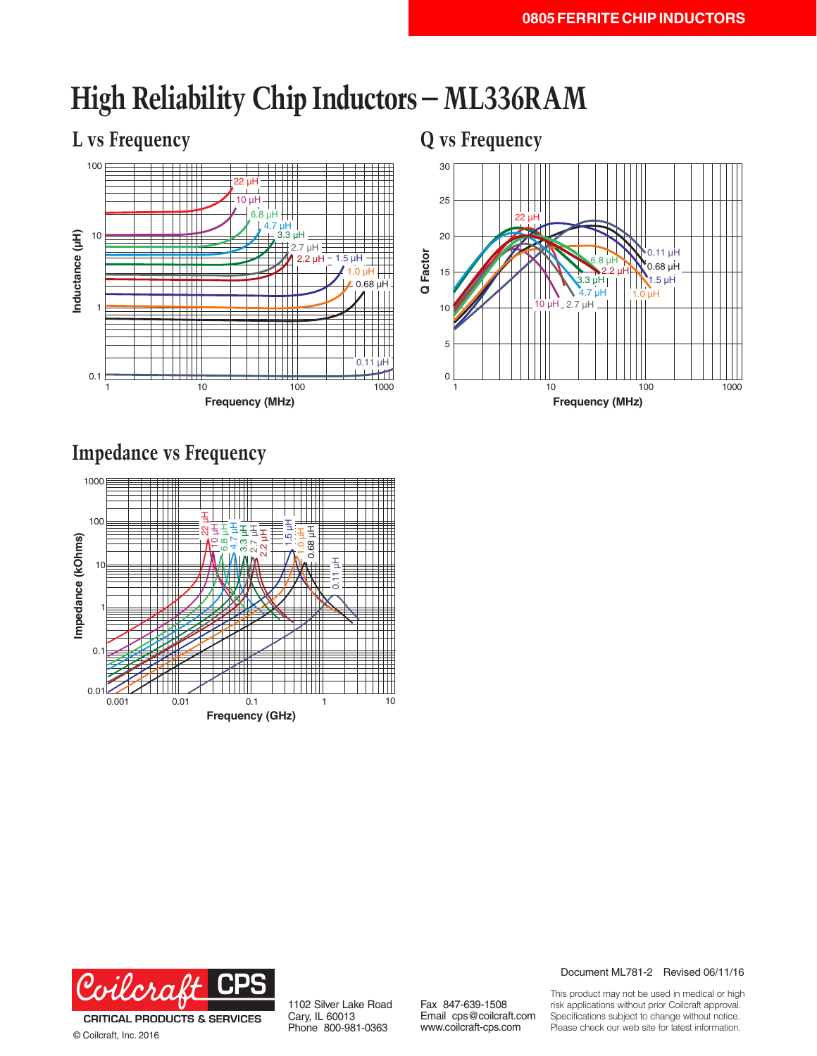# High Reliability Chip Inductors – ML336RAM

## L vs Frequency

Inductance (µH)
100
10
1
0.1
1
10
100
1000
Frequency (MHz)
22 µH
10 µH
6.8 µH
4.7 µH
3.3 µH
2.7 µH
2.2 µH
1.5 µH
1.0 µH
0.68 µH
0.11 µH

## Q vs Frequency

Q Factor
30
25
20
15
10
5
0
1
10
100
1000
Frequency (MHz)
22 µH
0.11 µH
0.68 µH
6.8 µH
2.2 µH
1.5 µH
3.3 µH
4.7 µH
1.0 µH
10 µH
2.7 µH

## Impedance vs Frequency

Impedance (kOhms)
1000
100
10
1
0.1
0.01
0.001
0.01
0.1
1
10
Frequency (GHz)
22 µH
10 µH
6.8 µH
4.7 µH
3.3 µH
2.7 µH
2.2 µH
1.5 µH
1.0 µH
0.68 µH
0.11 µH

Coilcraft CPS
CRITICAL PRODUCTS & SERVICES
© Coilcraft, Inc. 2016

1102 Silver Lake Road
Cary, IL 60013
Phone 800-981-0363

Fax 847-639-1508
Email cps@coilcraft.com
www.coilcraft-cps.com

Document ML781-2 Revised 06/11/16

This product may not be used in medical or high risk applications without prior Coilcraft approval. Specifications subject to change without notice. Please check our web site for latest information.